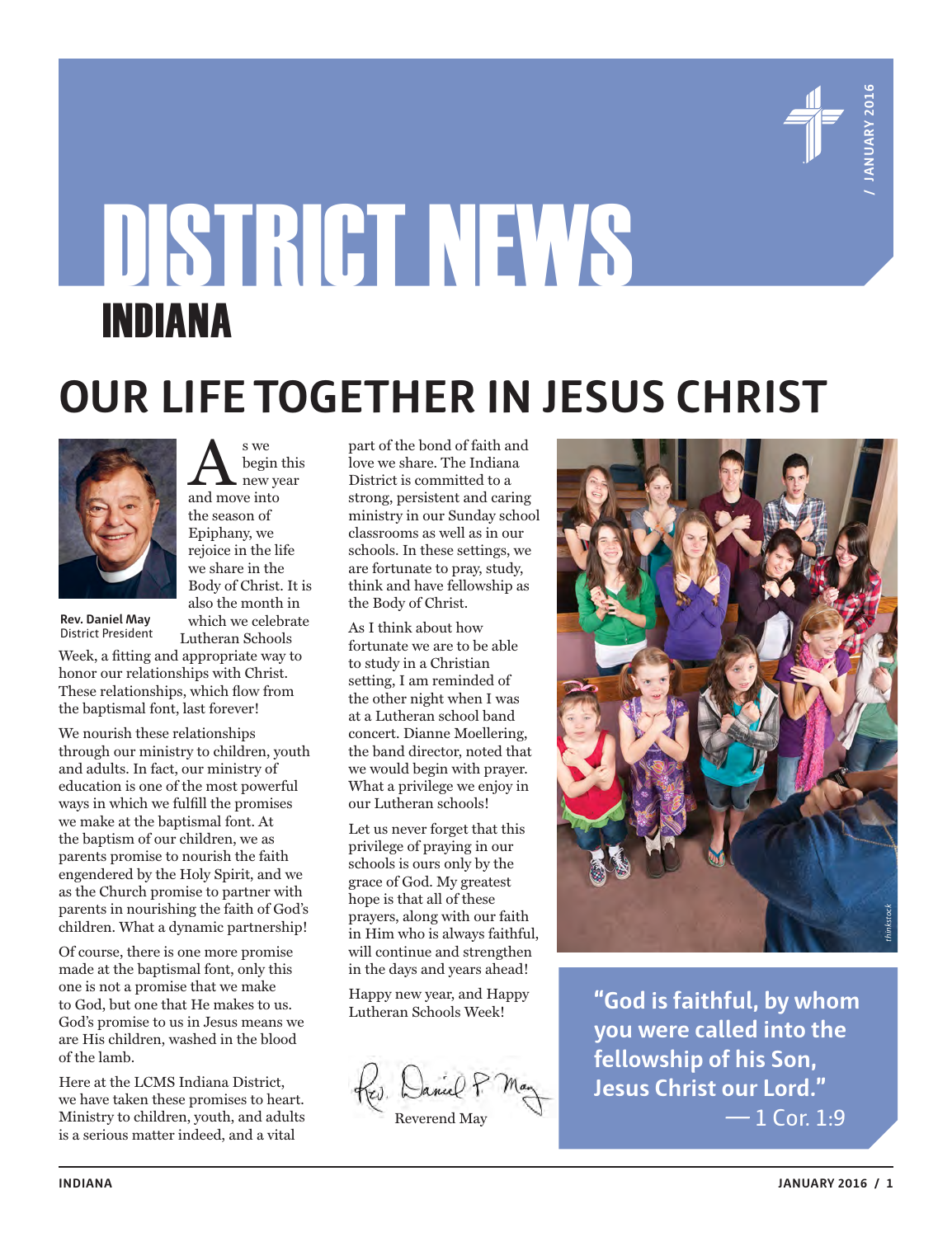# DISTRICT NEWS
## INDIANA

# OUR LIFE TOGETHER IN JESUS CHRIST

**Rev. Daniel May**
District President

As we begin this new year and move into the season of Epiphany, we rejoice in the life we share in the Body of Christ. It is also the month in which we celebrate Lutheran Schools Week, a fitting and appropriate way to honor our relationships with Christ. These relationships, which flow from the baptismal font, last forever!

We nourish these relationships through our ministry to children, youth and adults. In fact, our ministry of education is one of the most powerful ways in which we fulfill the promises we make at the baptismal font. At the baptism of our children, we as parents promise to nourish the faith engendered by the Holy Spirit, and we as the Church promise to partner with parents in nourishing the faith of God's children. What a dynamic partnership!

Of course, there is one more promise made at the baptismal font, only this one is not a promise that we make to God, but one that He makes to us. God's promise to us in Jesus means we are His children, washed in the blood of the lamb.

Here at the LCMS Indiana District, we have taken these promises to heart. Ministry to children, youth, and adults is a serious matter indeed, and a vital part of the bond of faith and love we share. The Indiana District is committed to a strong, persistent and caring ministry in our Sunday school classrooms as well as in our schools. In these settings, we are fortunate to pray, study, think and have fellowship as the Body of Christ.

As I think about how fortunate we are to be able to study in a Christian setting, I am reminded of the other night when I was at a Lutheran school band concert. Dianne Moellering, the band director, noted that we would begin with prayer. What a privilege we enjoy in our Lutheran schools!

Let us never forget that this privilege of praying in our schools is ours only by the grace of God. My greatest hope is that all of these prayers, along with our faith in Him who is always faithful, will continue and strengthen in the days and years ahead!

Happy new year, and Happy Lutheran Schools Week!

Reverend May

*thinkstock*

**"God is faithful, by whom you were called into the fellowship of his Son, Jesus Christ our Lord."**
— 1 Cor. 1:9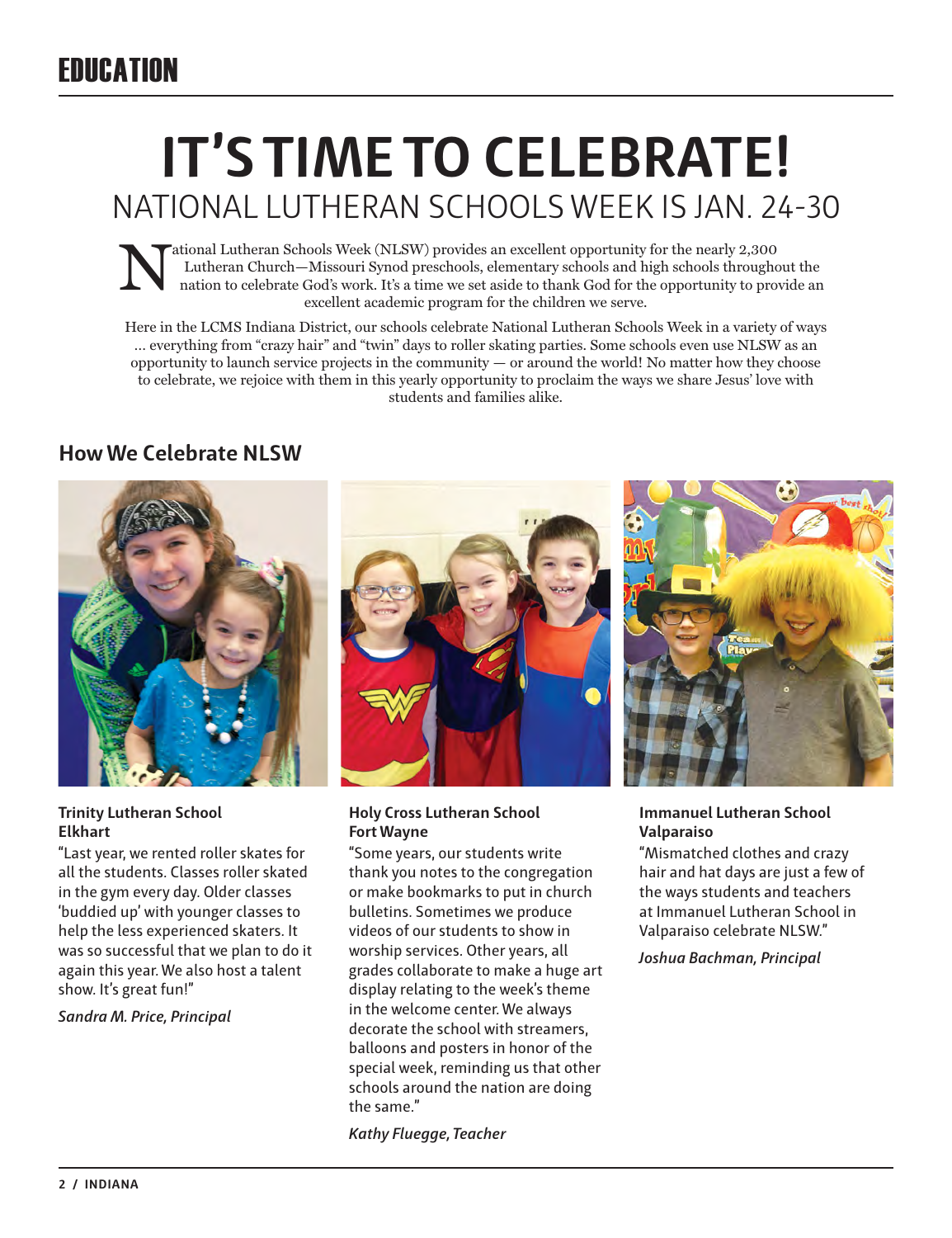EDUCATION

# IT'S TIME TO CELEBRATE!

## NATIONAL LUTHERAN SCHOOLS WEEK IS JAN. 24-30

National Lutheran Schools Week (NLSW) provides an excellent opportunity for the nearly 2,300 Lutheran Church—Missouri Synod preschools, elementary schools and high schools throughout the nation to celebrate God's work. It's a time we set aside to thank God for the opportunity to provide an excellent academic program for the children we serve.

Here in the LCMS Indiana District, our schools celebrate National Lutheran Schools Week in a variety of ways … everything from "crazy hair" and "twin" days to roller skating parties. Some schools even use NLSW as an opportunity to launch service projects in the community — or around the world! No matter how they choose to celebrate, we rejoice with them in this yearly opportunity to proclaim the ways we share Jesus' love with students and families alike.

### How We Celebrate NLSW

**Trinity Lutheran School**
**Elkhart**

"Last year, we rented roller skates for all the students. Classes roller skated in the gym every day. Older classes 'buddied up' with younger classes to help the less experienced skaters. It was so successful that we plan to do it again this year. We also host a talent show. It's great fun!"

*Sandra M. Price, Principal*

**Holy Cross Lutheran School**
**Fort Wayne**

"Some years, our students write thank you notes to the congregation or make bookmarks to put in church bulletins. Sometimes we produce videos of our students to show in worship services. Other years, all grades collaborate to make a huge art display relating to the week's theme in the welcome center. We always decorate the school with streamers, balloons and posters in honor of the special week, reminding us that other schools around the nation are doing the same."

*Kathy Fluegge, Teacher*

**Immanuel Lutheran School**
**Valparaiso**

"Mismatched clothes and crazy hair and hat days are just a few of the ways students and teachers at Immanuel Lutheran School in Valparaiso celebrate NLSW."

*Joshua Bachman, Principal*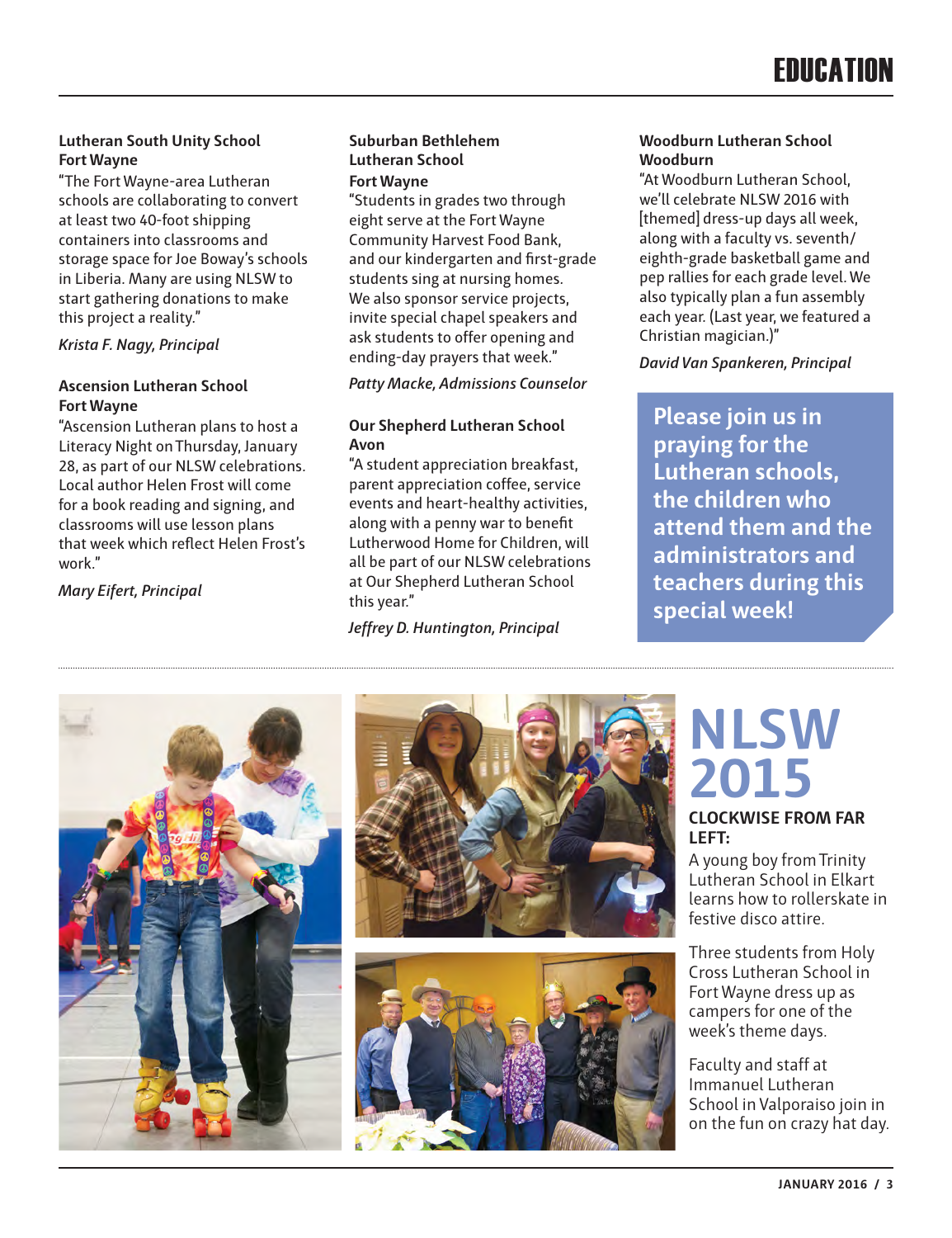# EDUCATION

**Lutheran South Unity School**
**Fort Wayne**

"The Fort Wayne-area Lutheran schools are collaborating to convert at least two 40-foot shipping containers into classrooms and storage space for Joe Boway's schools in Liberia. Many are using NLSW to start gathering donations to make this project a reality."

*Krista F. Nagy, Principal*

**Ascension Lutheran School**
**Fort Wayne**

"Ascension Lutheran plans to host a Literacy Night on Thursday, January 28, as part of our NLSW celebrations. Local author Helen Frost will come for a book reading and signing, and classrooms will use lesson plans that week which reflect Helen Frost's work."

*Mary Eifert, Principal*

**Suburban Bethlehem Lutheran School**
**Fort Wayne**

"Students in grades two through eight serve at the Fort Wayne Community Harvest Food Bank, and our kindergarten and first-grade students sing at nursing homes. We also sponsor service projects, invite special chapel speakers and ask students to offer opening and ending-day prayers that week."

*Patty Macke, Admissions Counselor*

**Our Shepherd Lutheran School**
**Avon**

"A student appreciation breakfast, parent appreciation coffee, service events and heart-healthy activities, along with a penny war to benefit Lutherwood Home for Children, will all be part of our NLSW celebrations at Our Shepherd Lutheran School this year."

*Jeffrey D. Huntington, Principal*

**Woodburn Lutheran School**
**Woodburn**

"At Woodburn Lutheran School, we'll celebrate NLSW 2016 with [themed] dress-up days all week, along with a faculty vs. seventh/eighth-grade basketball game and pep rallies for each grade level. We also typically plan a fun assembly each year. (Last year, we featured a Christian magician.)"

*David Van Spankeren, Principal*

**Please join us in praying for the Lutheran schools, the children who attend them and the administrators and teachers during this special week!**

## NLSW 2015

**CLOCKWISE FROM FAR LEFT:**

A young boy from Trinity Lutheran School in Elkart learns how to rollerskate in festive disco attire.

Three students from Holy Cross Lutheran School in Fort Wayne dress up as campers for one of the week's theme days.

Faculty and staff at Immanuel Lutheran School in Valporaiso join in on the fun on crazy hat day.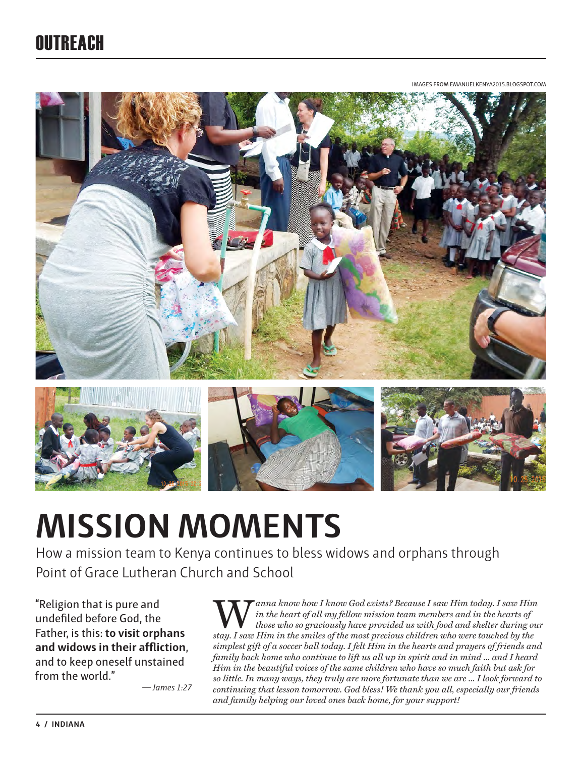# OUTREACH

IMAGES FROM EMANUELKENYA2015.BLOGSPOT.COM

# MISSION MOMENTS

How a mission team to Kenya continues to bless widows and orphans through Point of Grace Lutheran Church and School

"Religion that is pure and undefiled before God, the Father, is this: **to visit orphans and widows in their affliction**, and to keep oneself unstained from the world."

*— James 1:27*

*Wanna know how I know God exists? Because I saw Him today. I saw Him in the heart of all my fellow mission team members and in the hearts of those who so graciously have provided us with food and shelter during our stay. I saw Him in the smiles of the most precious children who were touched by the simplest gift of a soccer ball today. I felt Him in the hearts and prayers of friends and family back home who continue to lift us all up in spirit and in mind ... and I heard Him in the beautiful voices of the same children who have so much faith but ask for so little. In many ways, they truly are more fortunate than we are ... I look forward to continuing that lesson tomorrow. God bless! We thank you all, especially our friends and family helping our loved ones back home, for your support!*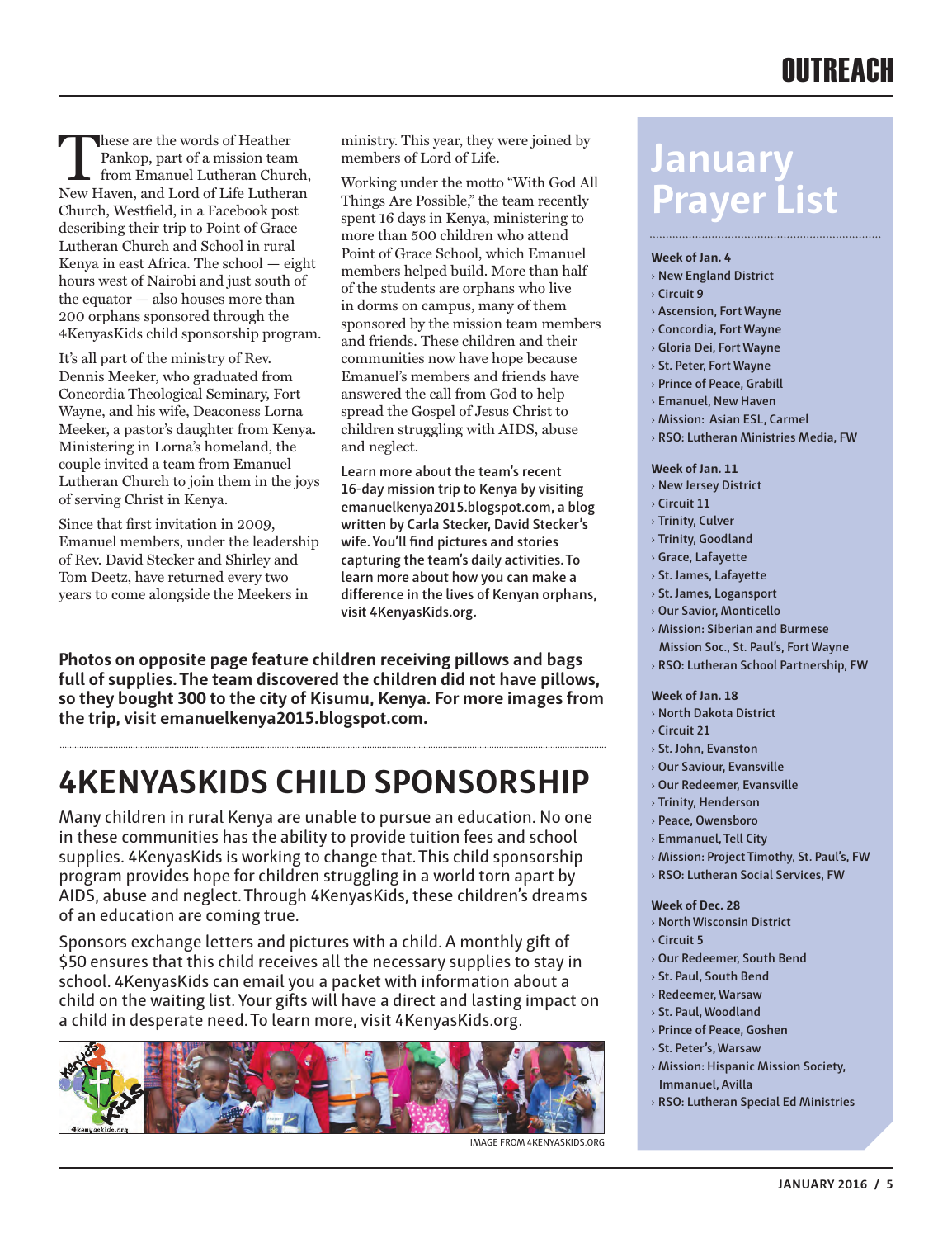These are the words of Heather Pankop, part of a mission team from Emanuel Lutheran Church, New Haven, and Lord of Life Lutheran Church, Westfield, in a Facebook post describing their trip to Point of Grace Lutheran Church and School in rural Kenya in east Africa. The school — eight hours west of Nairobi and just south of the equator — also houses more than 200 orphans sponsored through the 4KenyasKids child sponsorship program.

It's all part of the ministry of Rev. Dennis Meeker, who graduated from Concordia Theological Seminary, Fort Wayne, and his wife, Deaconess Lorna Meeker, a pastor's daughter from Kenya. Ministering in Lorna's homeland, the couple invited a team from Emanuel Lutheran Church to join them in the joys of serving Christ in Kenya.

Since that first invitation in 2009, Emanuel members, under the leadership of Rev. David Stecker and Shirley and Tom Deetz, have returned every two years to come alongside the Meekers in ministry. This year, they were joined by members of Lord of Life.

Working under the motto "With God All Things Are Possible," the team recently spent 16 days in Kenya, ministering to more than 500 children who attend Point of Grace School, which Emanuel members helped build. More than half of the students are orphans who live in dorms on campus, many of them sponsored by the mission team members and friends. These children and their communities now have hope because Emanuel's members and friends have answered the call from God to help spread the Gospel of Jesus Christ to children struggling with AIDS, abuse and neglect.

**Learn more about the team's recent 16-day mission trip to Kenya by visiting emanuelkenya2015.blogspot.com, a blog written by Carla Stecker, David Stecker's wife. You'll find pictures and stories capturing the team's daily activities. To learn more about how you can make a difference in the lives of Kenyan orphans, visit 4KenyasKids.org.**

**Photos on opposite page feature children receiving pillows and bags full of supplies. The team discovered the children did not have pillows, so they bought 300 to the city of Kisumu, Kenya. For more images from the trip, visit emanuelkenya2015.blogspot.com.**

## 4KENYASKIDS CHILD SPONSORSHIP

Many children in rural Kenya are unable to pursue an education. No one in these communities has the ability to provide tuition fees and school supplies. 4KenyasKids is working to change that. This child sponsorship program provides hope for children struggling in a world torn apart by AIDS, abuse and neglect. Through 4KenyasKids, these children's dreams of an education are coming true.

Sponsors exchange letters and pictures with a child. A monthly gift of $50 ensures that this child receives all the necessary supplies to stay in school. 4KenyasKids can email you a packet with information about a child on the waiting list. Your gifts will have a direct and lasting impact on a child in desperate need. To learn more, visit 4KenyasKids.org.

IMAGE FROM 4KENYASKIDS.ORG

## January Prayer List

**Week of Jan. 4**
- New England District
- Circuit 9
- Ascension, Fort Wayne
- Concordia, Fort Wayne
- Gloria Dei, Fort Wayne
- St. Peter, Fort Wayne
- Prince of Peace, Grabill
- Emanuel, New Haven
- Mission: Asian ESL, Carmel
- RSO: Lutheran Ministries Media, FW

**Week of Jan. 11**
- New Jersey District
- Circuit 11
- Trinity, Culver
- Trinity, Goodland
- Grace, Lafayette
- St. James, Lafayette
- St. James, Logansport
- Our Savior, Monticello
- Mission: Siberian and Burmese Mission Soc., St. Paul's, Fort Wayne
- RSO: Lutheran School Partnership, FW

**Week of Jan. 18**
- North Dakota District
- Circuit 21
- St. John, Evanston
- Our Saviour, Evansville
- Our Redeemer, Evansville
- Trinity, Henderson
- Peace, Owensboro
- Emmanuel, Tell City
- Mission: Project Timothy, St. Paul's, FW
- RSO: Lutheran Social Services, FW

**Week of Dec. 28**
- North Wisconsin District
- Circuit 5
- Our Redeemer, South Bend
- St. Paul, South Bend
- Redeemer, Warsaw
- St. Paul, Woodland
- Prince of Peace, Goshen
- St. Peter's, Warsaw
- Mission: Hispanic Mission Society, Immanuel, Avilla
- RSO: Lutheran Special Ed Ministries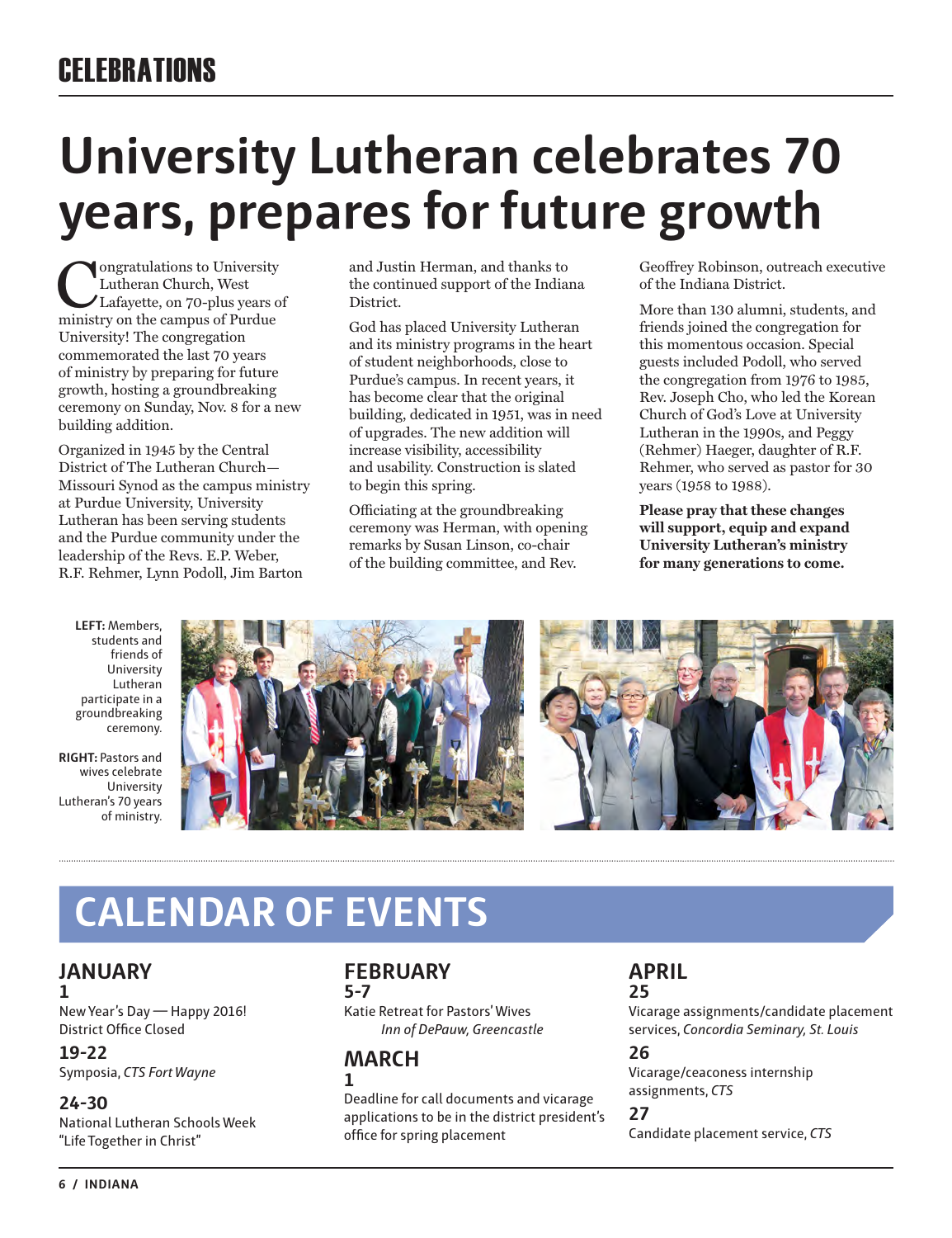# CELEBRATIONS

# University Lutheran celebrates 70 years, prepares for future growth

Congratulations to University Lutheran Church, West Lafayette, on 70-plus years of ministry on the campus of Purdue University! The congregation commemorated the last 70 years of ministry by preparing for future growth, hosting a groundbreaking ceremony on Sunday, Nov. 8 for a new building addition.

Organized in 1945 by the Central District of The Lutheran Church—Missouri Synod as the campus ministry at Purdue University, University Lutheran has been serving students and the Purdue community under the leadership of the Revs. E.P. Weber, R.F. Rehmer, Lynn Podoll, Jim Barton and Justin Herman, and thanks to the continued support of the Indiana District.

God has placed University Lutheran and its ministry programs in the heart of student neighborhoods, close to Purdue's campus. In recent years, it has become clear that the original building, dedicated in 1951, was in need of upgrades. The new addition will increase visibility, accessibility and usability. Construction is slated to begin this spring.

Officiating at the groundbreaking ceremony was Herman, with opening remarks by Susan Linson, co-chair of the building committee, and Rev. Geoffrey Robinson, outreach executive of the Indiana District.

More than 130 alumni, students, and friends joined the congregation for this momentous occasion. Special guests included Podoll, who served the congregation from 1976 to 1985, Rev. Joseph Cho, who led the Korean Church of God's Love at University Lutheran in the 1990s, and Peggy (Rehmer) Haeger, daughter of R.F. Rehmer, who served as pastor for 30 years (1958 to 1988).

**Please pray that these changes will support, equip and expand University Lutheran's ministry for many generations to come.**

**LEFT:** Members, students and friends of University Lutheran participate in a groundbreaking ceremony.

**RIGHT:** Pastors and wives celebrate University Lutheran's 70 years of ministry.

# CALENDAR OF EVENTS

## JANUARY

**1**
New Year's Day — Happy 2016!
District Office Closed

**19-22**
Symposia, *CTS Fort Wayne*

**24-30**
National Lutheran Schools Week
"Life Together in Christ"

## FEBRUARY

**5-7**
Katie Retreat for Pastors' Wives
*Inn of DePauw, Greencastle*

## MARCH

**1**
Deadline for call documents and vicarage applications to be in the district president's office for spring placement

## APRIL

**25**
Vicarage assignments/candidate placement services, *Concordia Seminary, St. Louis*

**26**
Vicarage/ceaconess internship assignments, *CTS*

**27**
Candidate placement service, *CTS*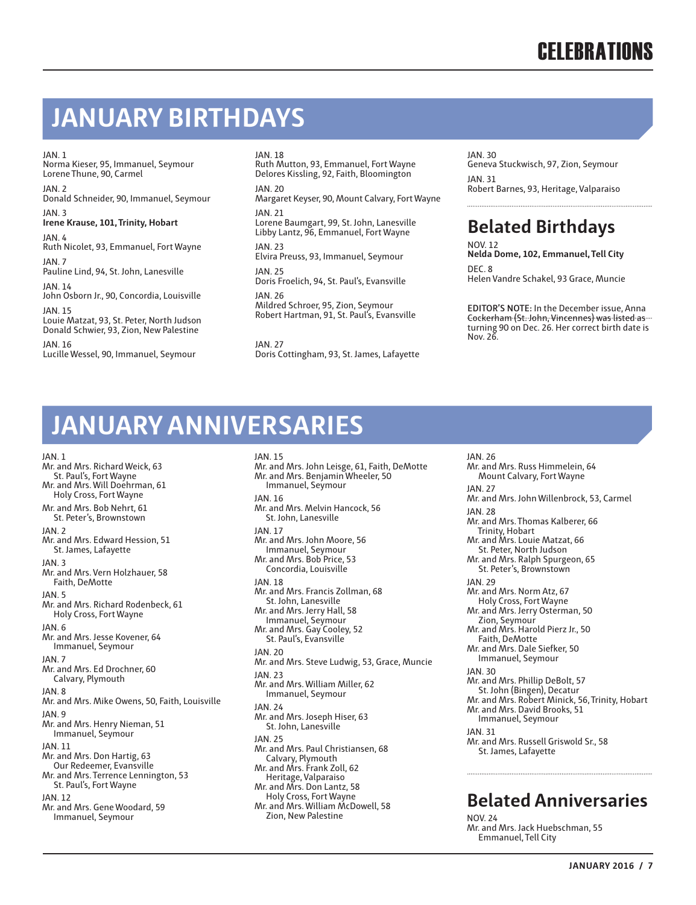# JANUARY BIRTHDAYS

JAN. 1
Norma Kieser, 95, Immanuel, Seymour
Lorene Thune, 90, Carmel

JAN. 2
Donald Schneider, 90, Immanuel, Seymour

JAN. 3
**Irene Krause, 101, Trinity, Hobart**

JAN. 4
Ruth Nicolet, 93, Emmanuel, Fort Wayne

JAN. 7
Pauline Lind, 94, St. John, Lanesville

JAN. 14
John Osborn Jr., 90, Concordia, Louisville

JAN. 15
Louie Matzat, 93, St. Peter, North Judson
Donald Schwier, 93, Zion, New Palestine

JAN. 16
Lucille Wessel, 90, Immanuel, Seymour

JAN. 18
Ruth Mutton, 93, Emmanuel, Fort Wayne
Delores Kissling, 92, Faith, Bloomington

JAN. 20
Margaret Keyser, 90, Mount Calvary, Fort Wayne

JAN. 21
Lorene Baumgart, 99, St. John, Lanesville
Libby Lantz, 96, Emmanuel, Fort Wayne

JAN. 23
Elvira Preuss, 93, Immanuel, Seymour

JAN. 25
Doris Froelich, 94, St. Paul's, Evansville

JAN. 26
Mildred Schroer, 95, Zion, Seymour
Robert Hartman, 91, St. Paul's, Evansville

JAN. 27
Doris Cottingham, 93, St. James, Lafayette

JAN. 30
Geneva Stuckwisch, 97, Zion, Seymour

JAN. 31
Robert Barnes, 93, Heritage, Valparaiso

## Belated Birthdays

NOV. 12
**Nelda Dome, 102, Emmanuel, Tell City**

DEC. 8
Helen Vandre Schakel, 93 Grace, Muncie

**EDITOR'S NOTE:** In the December issue, Anna Cockerham (St. John, Vincennes) was listed as turning 90 on Dec. 26. Her correct birth date is Nov. 26.

# JANUARY ANNIVERSARIES

JAN. 1
Mr. and Mrs. Richard Weick, 63
St. Paul's, Fort Wayne
Mr. and Mrs. Will Doehrman, 61
Holy Cross, Fort Wayne
Mr. and Mrs. Bob Nehrt, 61
St. Peter's, Brownstown

JAN. 2
Mr. and Mrs. Edward Hession, 51
St. James, Lafayette

JAN. 3
Mr. and Mrs. Vern Holzhauer, 58
Faith, DeMotte

JAN. 5
Mr. and Mrs. Richard Rodenbeck, 61
Holy Cross, Fort Wayne

JAN. 6
Mr. and Mrs. Jesse Kovener, 64
Immanuel, Seymour

JAN. 7
Mr. and Mrs. Ed Drochner, 60
Calvary, Plymouth

JAN. 8
Mr. and Mrs. Mike Owens, 50, Faith, Louisville

JAN. 9
Mr. and Mrs. Henry Nieman, 51
Immanuel, Seymour

JAN. 11
Mr. and Mrs. Don Hartig, 63
Our Redeemer, Evansville
Mr. and Mrs. Terrence Lennington, 53
St. Paul's, Fort Wayne

JAN. 12
Mr. and Mrs. Gene Woodard, 59
Immanuel, Seymour

JAN. 15
Mr. and Mrs. John Leisge, 61, Faith, DeMotte
Mr. and Mrs. Benjamin Wheeler, 50
Immanuel, Seymour

JAN. 16
Mr. and Mrs. Melvin Hancock, 56
St. John, Lanesville

JAN. 17
Mr. and Mrs. John Moore, 56
Immanuel, Seymour
Mr. and Mrs. Bob Price, 53
Concordia, Louisville

JAN. 18
Mr. and Mrs. Francis Zollman, 68
St. John, Lanesville
Mr. and Mrs. Jerry Hall, 58
Immanuel, Seymour
Mr. and Mrs. Gay Cooley, 52
St. Paul's, Evansville

JAN. 20
Mr. and Mrs. Steve Ludwig, 53, Grace, Muncie

JAN. 23
Mr. and Mrs. William Miller, 62
Immanuel, Seymour

JAN. 24
Mr. and Mrs. Joseph Hiser, 63
St. John, Lanesville

JAN. 25
Mr. and Mrs. Paul Christiansen, 68
Calvary, Plymouth
Mr. and Mrs. Frank Zoll, 62
Heritage, Valparaiso
Mr. and Mrs. Don Lantz, 58
Holy Cross, Fort Wayne
Mr. and Mrs. William McDowell, 58
Zion, New Palestine

JAN. 26
Mr. and Mrs. Russ Himmelein, 64
Mount Calvary, Fort Wayne

JAN. 27
Mr. and Mrs. John Willenbrock, 53, Carmel

JAN. 28
Mr. and Mrs. Thomas Kalberer, 66
Trinity, Hobart
Mr. and Mrs. Louie Matzat, 66
St. Peter, North Judson
Mr. and Mrs. Ralph Spurgeon, 65
St. Peter's, Brownstown

JAN. 29
Mr. and Mrs. Norm Atz, 67
Holy Cross, Fort Wayne
Mr. and Mrs. Jerry Osterman, 50
Zion, Seymour
Mr. and Mrs. Harold Pierz Jr., 50
Faith, DeMotte
Mr. and Mrs. Dale Siefker, 50
Immanuel, Seymour

JAN. 30
Mr. and Mrs. Phillip DeBolt, 57
St. John (Bingen), Decatur
Mr. and Mrs. Robert Minick, 56, Trinity, Hobart
Mr. and Mrs. David Brooks, 51
Immanuel, Seymour

JAN. 31
Mr. and Mrs. Russell Griswold Sr., 58
St. James, Lafayette

## Belated Anniversaries

NOV. 24
Mr. and Mrs. Jack Huebschman, 55
Emmanuel, Tell City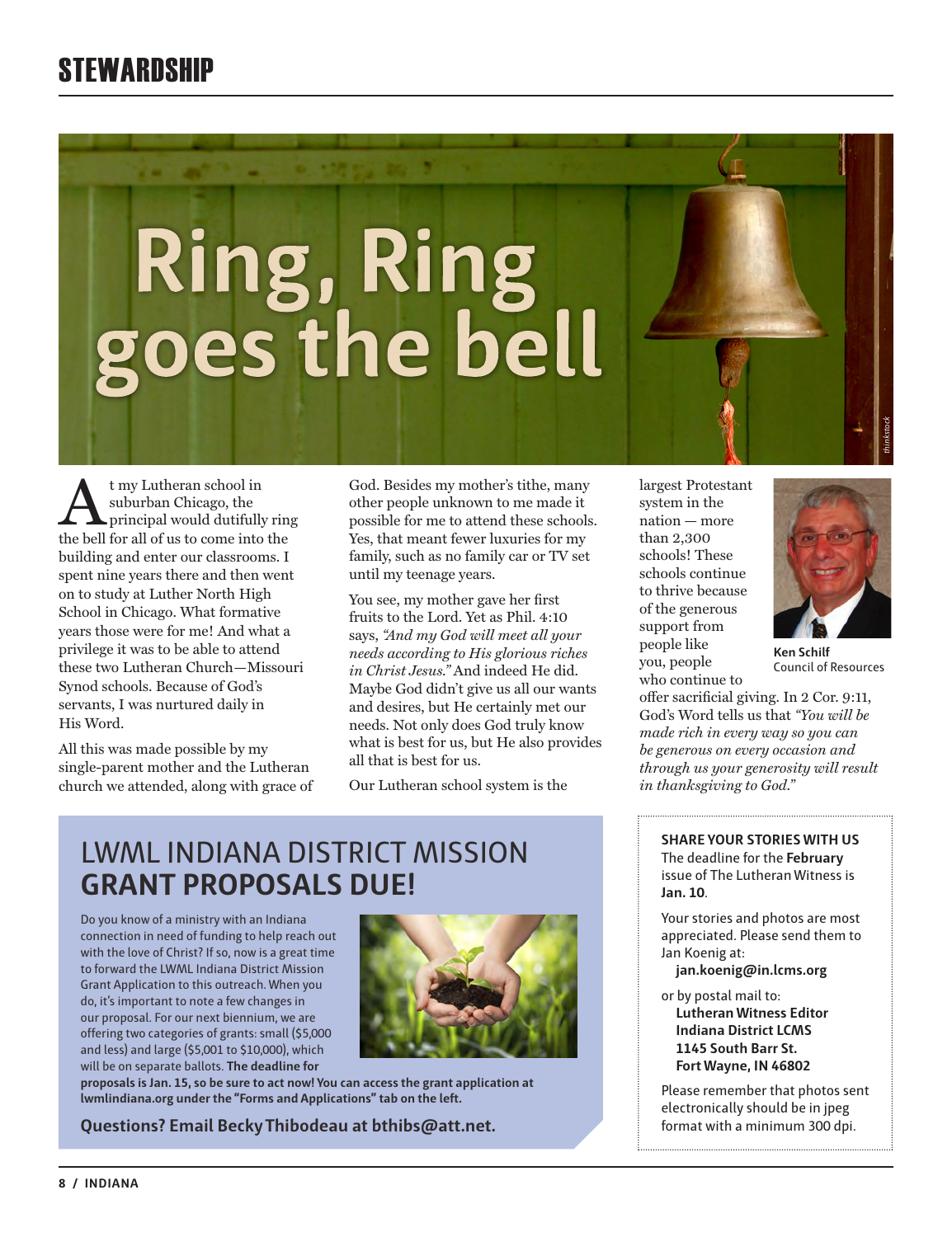# Ring, Ring goes the bell

At my Lutheran school in suburban Chicago, the principal would dutifully ring the bell for all of us to come into the building and enter our classrooms. I spent nine years there and then went on to study at Luther North High School in Chicago. What formative years those were for me! And what a privilege it was to be able to attend these two Lutheran Church—Missouri Synod schools. Because of God's servants, I was nurtured daily in His Word.

All this was made possible by my single-parent mother and the Lutheran church we attended, along with grace of God. Besides my mother's tithe, many other people unknown to me made it possible for me to attend these schools. Yes, that meant fewer luxuries for my family, such as no family car or TV set until my teenage years.

You see, my mother gave her first fruits to the Lord. Yet as Phil. 4:10 says, *"And my God will meet all your needs according to His glorious riches in Christ Jesus."* And indeed He did. Maybe God didn't give us all our wants and desires, but He certainly met our needs. Not only does God truly know what is best for us, but He also provides all that is best for us.

Our Lutheran school system is the largest Protestant system in the nation — more than 2,300 schools! These schools continue to thrive because of the generous support from people like you, people who continue to offer sacrificial giving. In 2 Cor. 9:11, God's Word tells us that *"You will be made rich in every way so you can be generous on every occasion and through us your generosity will result in thanksgiving to God."*

**Ken Schilf**
Council of Resources

## LWML INDIANA DISTRICT MISSION GRANT PROPOSALS DUE!

Do you know of a ministry with an Indiana connection in need of funding to help reach out with the love of Christ? If so, now is a great time to forward the LWML Indiana District Mission Grant Application to this outreach. When you do, it's important to note a few changes in our proposal. For our next biennium, we are offering two categories of grants: small ($5,000 and less) and large ($5,001 to $10,000), which will be on separate ballots. **The deadline for proposals is Jan. 15, so be sure to act now! You can access the grant application at lwmlindiana.org under the "Forms and Applications" tab on the left.**

**Questions? Email Becky Thibodeau at bthibs@att.net.**

**SHARE YOUR STORIES WITH US**

The deadline for the **February** issue of The Lutheran Witness is **Jan. 10**.

Your stories and photos are most appreciated. Please send them to Jan Koenig at:
**jan.koenig@in.lcms.org**

or by postal mail to:
**Lutheran Witness Editor**
**Indiana District LCMS**
**1145 South Barr St.**
**Fort Wayne, IN 46802**

Please remember that photos sent electronically should be in jpeg format with a minimum 300 dpi.